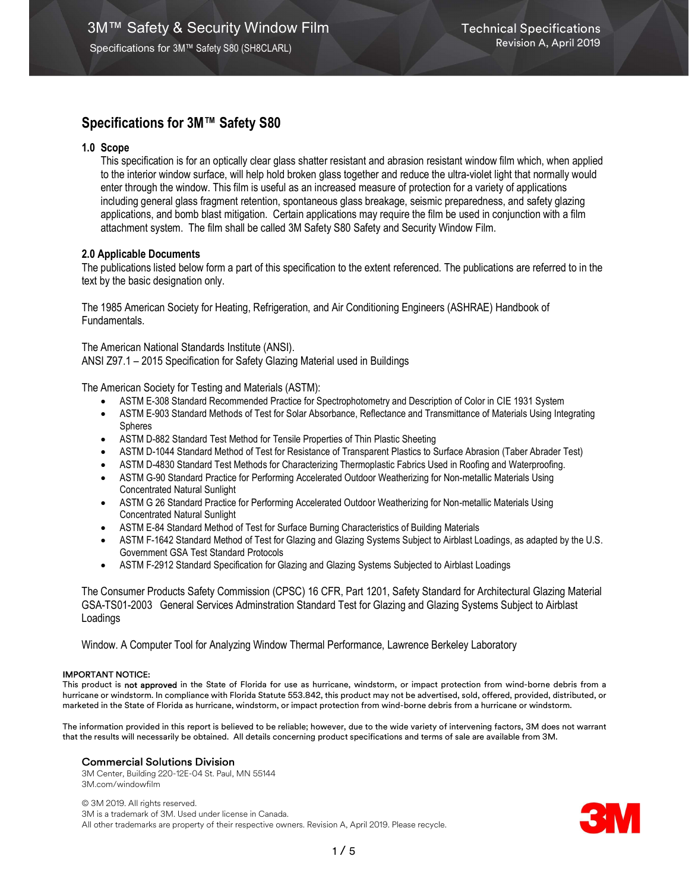# Specifications for 3M™ Safety S80

## 1.0 Scope

This specification is for an optically clear glass shatter resistant and abrasion resistant window film which, when applied to the interior window surface, will help hold broken glass together and reduce the ultra-violet light that normally would enter through the window. This film is useful as an increased measure of protection for a variety of applications including general glass fragment retention, spontaneous glass breakage, seismic preparedness, and safety glazing applications, and bomb blast mitigation. Certain applications may require the film be used in conjunction with a film attachment system. The film shall be called 3M Safety S80 Safety and Security Window Film.

## 2.0 Applicable Documents

The publications listed below form a part of this specification to the extent referenced. The publications are referred to in the text by the basic designation only.

The 1985 American Society for Heating, Refrigeration, and Air Conditioning Engineers (ASHRAE) Handbook of Fundamentals.

The American National Standards Institute (ANSI).
ANSI Z97.1 – 2015 Specification for Safety Glazing Material used in Buildings

The American Society for Testing and Materials (ASTM):

- ASTM E-308 Standard Recommended Practice for Spectrophotometry and Description of Color in CIE 1931 System
- ASTM E-903 Standard Methods of Test for Solar Absorbance, Reflectance and Transmittance of Materials Using Integrating Spheres
- ASTM D-882 Standard Test Method for Tensile Properties of Thin Plastic Sheeting
- ASTM D-1044 Standard Method of Test for Resistance of Transparent Plastics to Surface Abrasion (Taber Abrader Test)
- ASTM D-4830 Standard Test Methods for Characterizing Thermoplastic Fabrics Used in Roofing and Waterproofing.
- ASTM G-90 Standard Practice for Performing Accelerated Outdoor Weatherizing for Non-metallic Materials Using Concentrated Natural Sunlight
- ASTM G 26 Standard Practice for Performing Accelerated Outdoor Weatherizing for Non-metallic Materials Using Concentrated Natural Sunlight
- ASTM E-84 Standard Method of Test for Surface Burning Characteristics of Building Materials
- ASTM F-1642 Standard Method of Test for Glazing and Glazing Systems Subject to Airblast Loadings, as adapted by the U.S. Government GSA Test Standard Protocols
- ASTM F-2912 Standard Specification for Glazing and Glazing Systems Subjected to Airblast Loadings

The Consumer Products Safety Commission (CPSC) 16 CFR, Part 1201, Safety Standard for Architectural Glazing Material
GSA-TS01-2003 General Services Adminstration Standard Test for Glazing and Glazing Systems Subject to Airblast Loadings

Window. A Computer Tool for Analyzing Window Thermal Performance, Lawrence Berkeley Laboratory

**IMPORTANT NOTICE:**
This product is **not approved** in the State of Florida for use as hurricane, windstorm, or impact protection from wind-borne debris from a hurricane or windstorm. In compliance with Florida Statute 553.842, this product may not be advertised, sold, offered, provided, distributed, or marketed in the State of Florida as hurricane, windstorm, or impact protection from wind-borne debris from a hurricane or windstorm.

The information provided in this report is believed to be reliable; however, due to the wide variety of intervening factors, 3M does not warrant that the results will necessarily be obtained. All details concerning product specifications and terms of sale are available from 3M.

**Commercial Solutions Division**
3M Center, Building 220-12E-04 St. Paul, MN 55144
3M.com/windowfilm

© 3M 2019. All rights reserved.
3M is a trademark of 3M. Used under license in Canada.
All other trademarks are property of their respective owners. Revision A, April 2019. Please recycle.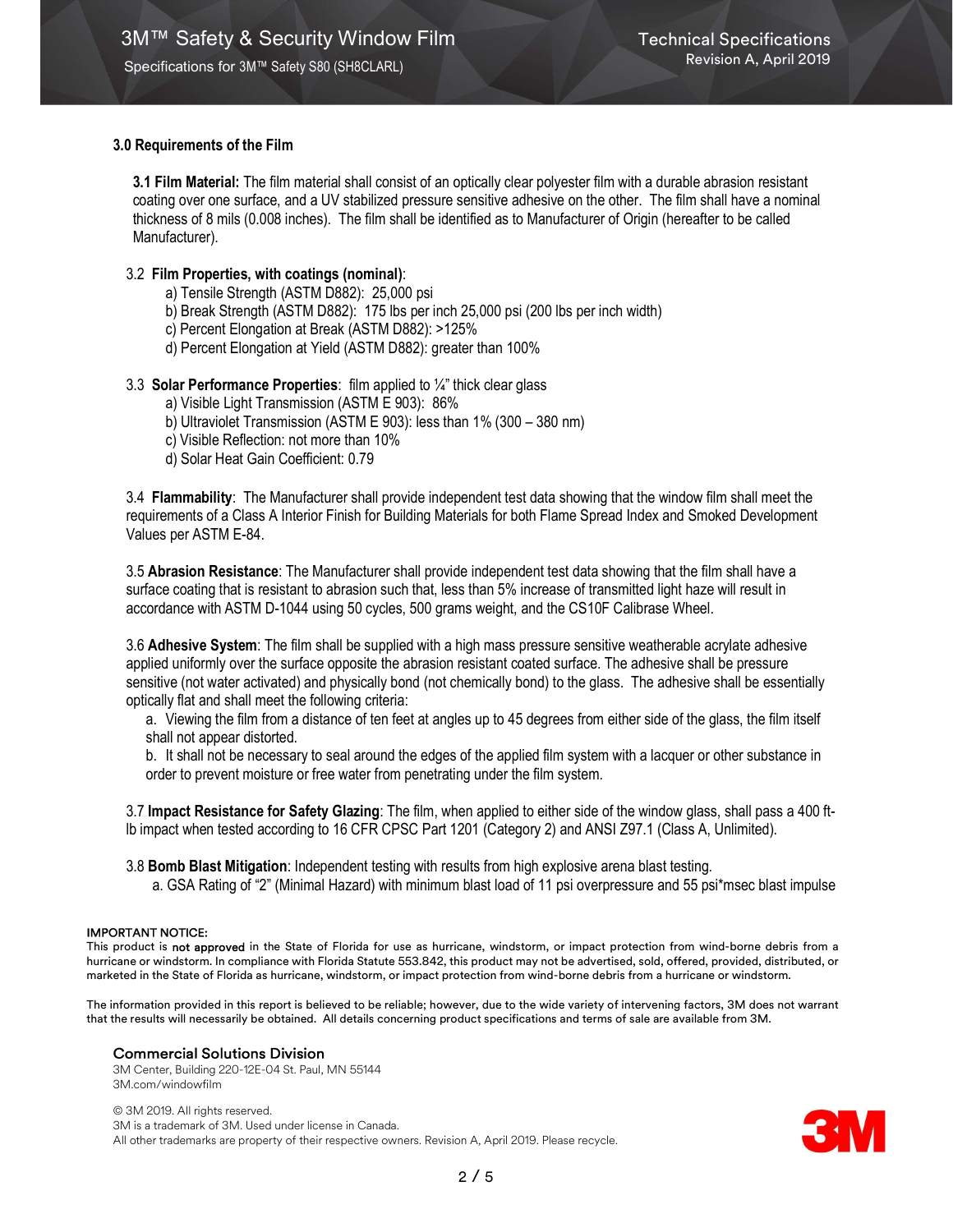### 3.0 Requirements of the Film

**3.1 Film Material:** The film material shall consist of an optically clear polyester film with a durable abrasion resistant coating over one surface, and a UV stabilized pressure sensitive adhesive on the other. The film shall have a nominal thickness of 8 mils (0.008 inches). The film shall be identified as to Manufacturer of Origin (hereafter to be called Manufacturer).

3.2 **Film Properties, with coatings (nominal)**:

a) Tensile Strength (ASTM D882): 25,000 psi
b) Break Strength (ASTM D882): 175 lbs per inch 25,000 psi (200 lbs per inch width)
c) Percent Elongation at Break (ASTM D882): >125%
d) Percent Elongation at Yield (ASTM D882): greater than 100%

3.3 **Solar Performance Properties**: film applied to ¼" thick clear glass

a) Visible Light Transmission (ASTM E 903): 86%
b) Ultraviolet Transmission (ASTM E 903): less than 1% (300 – 380 nm)
c) Visible Reflection: not more than 10%
d) Solar Heat Gain Coefficient: 0.79

3.4 **Flammability**: The Manufacturer shall provide independent test data showing that the window film shall meet the requirements of a Class A Interior Finish for Building Materials for both Flame Spread Index and Smoked Development Values per ASTM E-84.

3.5 **Abrasion Resistance**: The Manufacturer shall provide independent test data showing that the film shall have a surface coating that is resistant to abrasion such that, less than 5% increase of transmitted light haze will result in accordance with ASTM D-1044 using 50 cycles, 500 grams weight, and the CS10F Calibrase Wheel.

3.6 **Adhesive System**: The film shall be supplied with a high mass pressure sensitive weatherable acrylate adhesive applied uniformly over the surface opposite the abrasion resistant coated surface. The adhesive shall be pressure sensitive (not water activated) and physically bond (not chemically bond) to the glass. The adhesive shall be essentially optically flat and shall meet the following criteria:

a. Viewing the film from a distance of ten feet at angles up to 45 degrees from either side of the glass, the film itself shall not appear distorted.
b. It shall not be necessary to seal around the edges of the applied film system with a lacquer or other substance in order to prevent moisture or free water from penetrating under the film system.

3.7 **Impact Resistance for Safety Glazing**: The film, when applied to either side of the window glass, shall pass a 400 ft-lb impact when tested according to 16 CFR CPSC Part 1201 (Category 2) and ANSI Z97.1 (Class A, Unlimited).

3.8 **Bomb Blast Mitigation**: Independent testing with results from high explosive arena blast testing.

a. GSA Rating of "2" (Minimal Hazard) with minimum blast load of 11 psi overpressure and 55 psi*msec blast impulse

**IMPORTANT NOTICE:**
This product is **not approved** in the State of Florida for use as hurricane, windstorm, or impact protection from wind-borne debris from a hurricane or windstorm. In compliance with Florida Statute 553.842, this product may not be advertised, sold, offered, provided, distributed, or marketed in the State of Florida as hurricane, windstorm, or impact protection from wind-borne debris from a hurricane or windstorm.

The information provided in this report is believed to be reliable; however, due to the wide variety of intervening factors, 3M does not warrant that the results will necessarily be obtained. All details concerning product specifications and terms of sale are available from 3M.

**Commercial Solutions Division**
3M Center, Building 220-12E-04 St. Paul, MN 55144
3M.com/windowfilm

© 3M 2019. All rights reserved.
3M is a trademark of 3M. Used under license in Canada.
All other trademarks are property of their respective owners. Revision A, April 2019. Please recycle.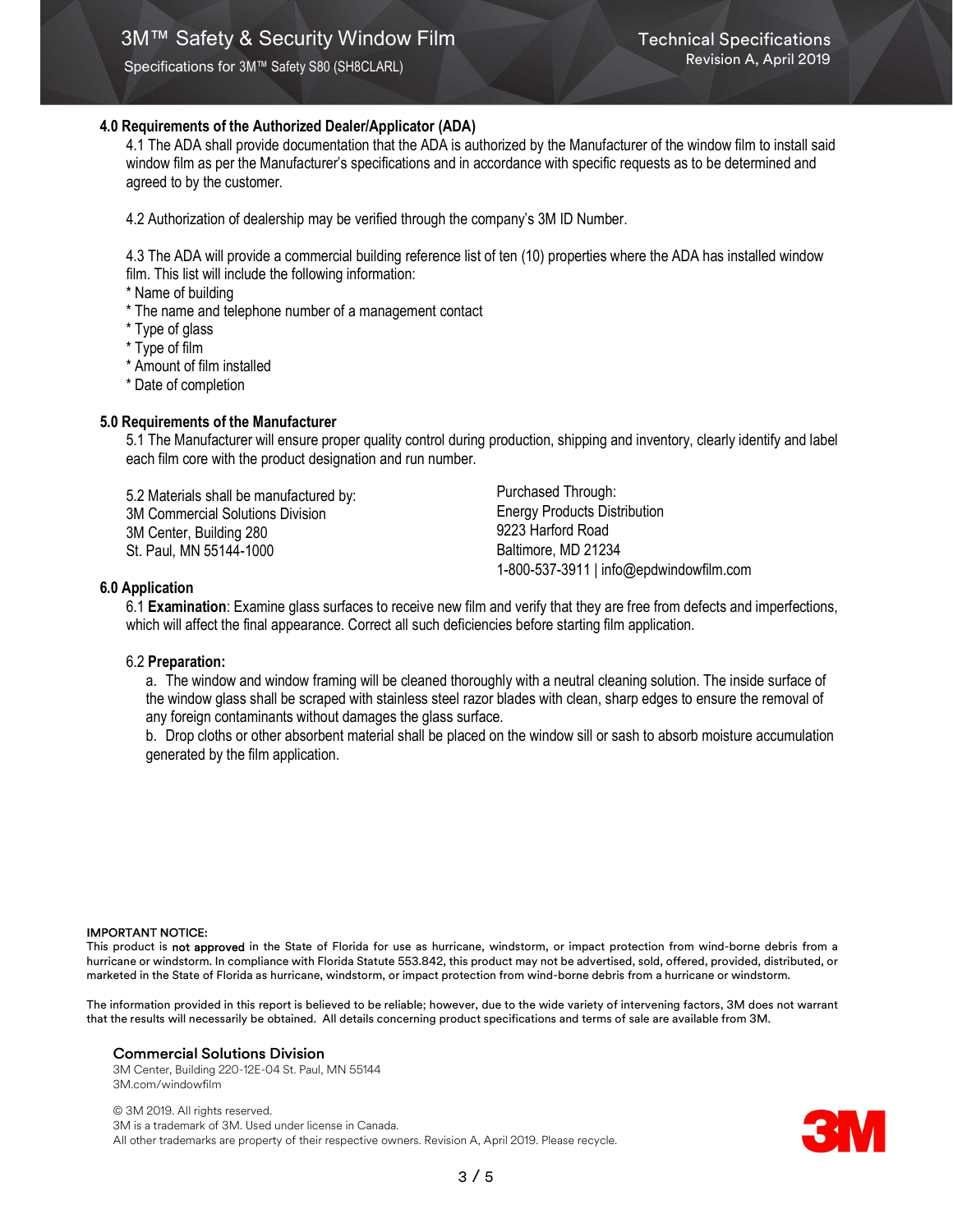### 4.0 Requirements of the Authorized Dealer/Applicator (ADA)

4.1 The ADA shall provide documentation that the ADA is authorized by the Manufacturer of the window film to install said window film as per the Manufacturer's specifications and in accordance with specific requests as to be determined and agreed to by the customer.

4.2 Authorization of dealership may be verified through the company's 3M ID Number.

4.3 The ADA will provide a commercial building reference list of ten (10) properties where the ADA has installed window film. This list will include the following information:

* Name of building
* The name and telephone number of a management contact
* Type of glass
* Type of film
* Amount of film installed
* Date of completion

### 5.0 Requirements of the Manufacturer

5.1 The Manufacturer will ensure proper quality control during production, shipping and inventory, clearly identify and label each film core with the product designation and run number.

5.2 Materials shall be manufactured by:
3M Commercial Solutions Division
3M Center, Building 280
St. Paul, MN 55144-1000

Purchased Through:
Energy Products Distribution
9223 Harford Road
Baltimore, MD 21234
1-800-537-3911 | info@epdwindowfilm.com

### 6.0 Application

6.1 **Examination**: Examine glass surfaces to receive new film and verify that they are free from defects and imperfections, which will affect the final appearance. Correct all such deficiencies before starting film application.

6.2 **Preparation:**

a. The window and window framing will be cleaned thoroughly with a neutral cleaning solution. The inside surface of the window glass shall be scraped with stainless steel razor blades with clean, sharp edges to ensure the removal of any foreign contaminants without damages the glass surface.

b. Drop cloths or other absorbent material shall be placed on the window sill or sash to absorb moisture accumulation generated by the film application.

**IMPORTANT NOTICE:**
This product is **not approved** in the State of Florida for use as hurricane, windstorm, or impact protection from wind-borne debris from a hurricane or windstorm. In compliance with Florida Statute 553.842, this product may not be advertised, sold, offered, provided, distributed, or marketed in the State of Florida as hurricane, windstorm, or impact protection from wind-borne debris from a hurricane or windstorm.

The information provided in this report is believed to be reliable; however, due to the wide variety of intervening factors, 3M does not warrant that the results will necessarily be obtained. All details concerning product specifications and terms of sale are available from 3M.

**Commercial Solutions Division**
3M Center, Building 220-12E-04 St. Paul, MN 55144
3M.com/windowfilm

© 3M 2019. All rights reserved.
3M is a trademark of 3M. Used under license in Canada.
All other trademarks are property of their respective owners. Revision A, April 2019. Please recycle.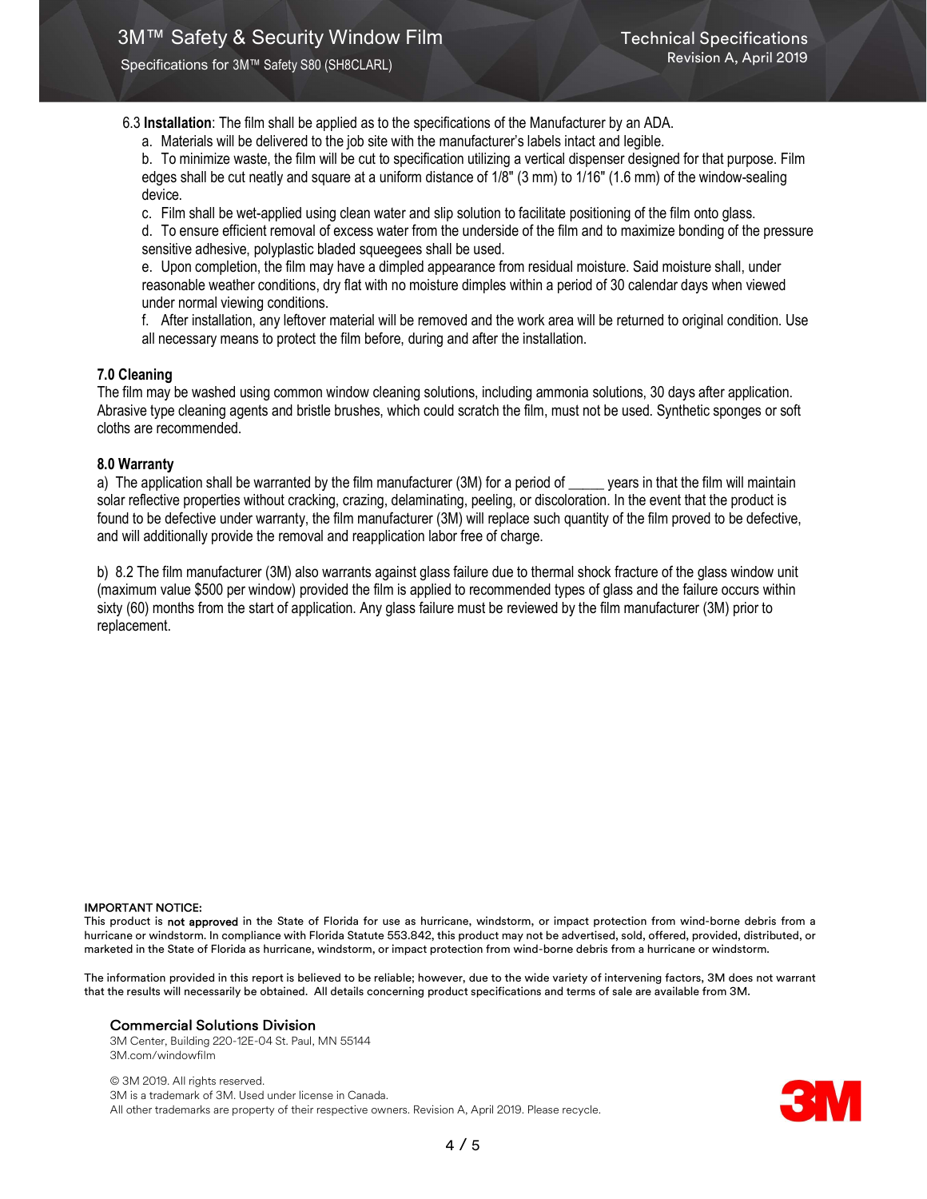6.3 **Installation**: The film shall be applied as to the specifications of the Manufacturer by an ADA.

a. Materials will be delivered to the job site with the manufacturer's labels intact and legible.

b. To minimize waste, the film will be cut to specification utilizing a vertical dispenser designed for that purpose. Film edges shall be cut neatly and square at a uniform distance of 1/8" (3 mm) to 1/16" (1.6 mm) of the window-sealing device.

c. Film shall be wet-applied using clean water and slip solution to facilitate positioning of the film onto glass.

d. To ensure efficient removal of excess water from the underside of the film and to maximize bonding of the pressure sensitive adhesive, polyplastic bladed squeegees shall be used.

e. Upon completion, the film may have a dimpled appearance from residual moisture. Said moisture shall, under reasonable weather conditions, dry flat with no moisture dimples within a period of 30 calendar days when viewed under normal viewing conditions.

f. After installation, any leftover material will be removed and the work area will be returned to original condition. Use all necessary means to protect the film before, during and after the installation.

## 7.0 Cleaning

The film may be washed using common window cleaning solutions, including ammonia solutions, 30 days after application. Abrasive type cleaning agents and bristle brushes, which could scratch the film, must not be used. Synthetic sponges or soft cloths are recommended.

## 8.0 Warranty

a) The application shall be warranted by the film manufacturer (3M) for a period of _____ years in that the film will maintain solar reflective properties without cracking, crazing, delaminating, peeling, or discoloration. In the event that the product is found to be defective under warranty, the film manufacturer (3M) will replace such quantity of the film proved to be defective, and will additionally provide the removal and reapplication labor free of charge.

b) 8.2 The film manufacturer (3M) also warrants against glass failure due to thermal shock fracture of the glass window unit (maximum value $500 per window) provided the film is applied to recommended types of glass and the failure occurs within sixty (60) months from the start of application. Any glass failure must be reviewed by the film manufacturer (3M) prior to replacement.

**IMPORTANT NOTICE:**
This product is **not approved** in the State of Florida for use as hurricane, windstorm, or impact protection from wind-borne debris from a hurricane or windstorm. In compliance with Florida Statute 553.842, this product may not be advertised, sold, offered, provided, distributed, or marketed in the State of Florida as hurricane, windstorm, or impact protection from wind-borne debris from a hurricane or windstorm.

The information provided in this report is believed to be reliable; however, due to the wide variety of intervening factors, 3M does not warrant that the results will necessarily be obtained. All details concerning product specifications and terms of sale are available from 3M.

**Commercial Solutions Division**
3M Center, Building 220-12E-04 St. Paul, MN 55144
3M.com/windowfilm

© 3M 2019. All rights reserved.
3M is a trademark of 3M. Used under license in Canada.
All other trademarks are property of their respective owners. Revision A, April 2019. Please recycle.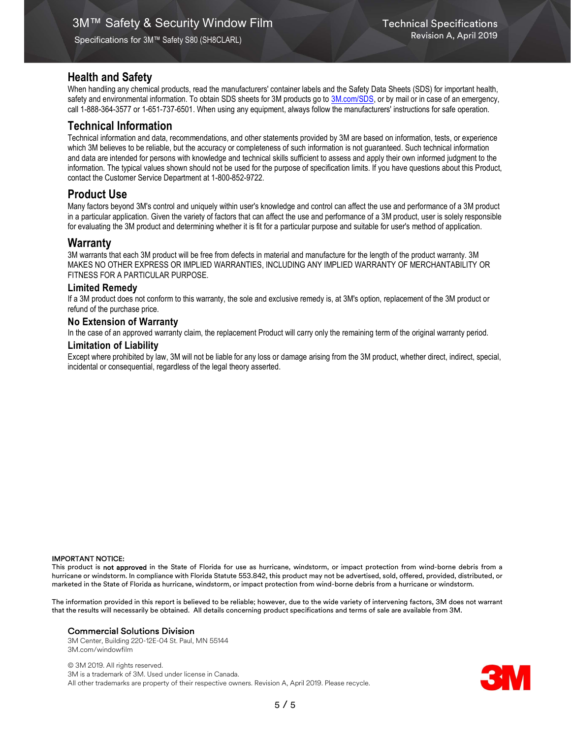## Health and Safety

When handling any chemical products, read the manufacturers' container labels and the Safety Data Sheets (SDS) for important health, safety and environmental information. To obtain SDS sheets for 3M products go to 3M.com/SDS, or by mail or in case of an emergency, call 1-888-364-3577 or 1-651-737-6501. When using any equipment, always follow the manufacturers' instructions for safe operation.

## Technical Information

Technical information and data, recommendations, and other statements provided by 3M are based on information, tests, or experience which 3M believes to be reliable, but the accuracy or completeness of such information is not guaranteed. Such technical information and data are intended for persons with knowledge and technical skills sufficient to assess and apply their own informed judgment to the information. The typical values shown should not be used for the purpose of specification limits. If you have questions about this Product, contact the Customer Service Department at 1-800-852-9722.

## Product Use

Many factors beyond 3M's control and uniquely within user's knowledge and control can affect the use and performance of a 3M product in a particular application. Given the variety of factors that can affect the use and performance of a 3M product, user is solely responsible for evaluating the 3M product and determining whether it is fit for a particular purpose and suitable for user's method of application.

## Warranty

3M warrants that each 3M product will be free from defects in material and manufacture for the length of the product warranty. 3M MAKES NO OTHER EXPRESS OR IMPLIED WARRANTIES, INCLUDING ANY IMPLIED WARRANTY OF MERCHANTABILITY OR FITNESS FOR A PARTICULAR PURPOSE.

### Limited Remedy

If a 3M product does not conform to this warranty, the sole and exclusive remedy is, at 3M's option, replacement of the 3M product or refund of the purchase price.

### No Extension of Warranty

In the case of an approved warranty claim, the replacement Product will carry only the remaining term of the original warranty period.

### Limitation of Liability

Except where prohibited by law, 3M will not be liable for any loss or damage arising from the 3M product, whether direct, indirect, special, incidental or consequential, regardless of the legal theory asserted.

**IMPORTANT NOTICE:**
This product is **not approved** in the State of Florida for use as hurricane, windstorm, or impact protection from wind-borne debris from a hurricane or windstorm. In compliance with Florida Statute 553.842, this product may not be advertised, sold, offered, provided, distributed, or marketed in the State of Florida as hurricane, windstorm, or impact protection from wind-borne debris from a hurricane or windstorm.

The information provided in this report is believed to be reliable; however, due to the wide variety of intervening factors, 3M does not warrant that the results will necessarily be obtained. All details concerning product specifications and terms of sale are available from 3M.

**Commercial Solutions Division**
3M Center, Building 220-12E-04 St. Paul, MN 55144
3M.com/windowfilm

© 3M 2019. All rights reserved.
3M is a trademark of 3M. Used under license in Canada.
All other trademarks are property of their respective owners. Revision A, April 2019. Please recycle.